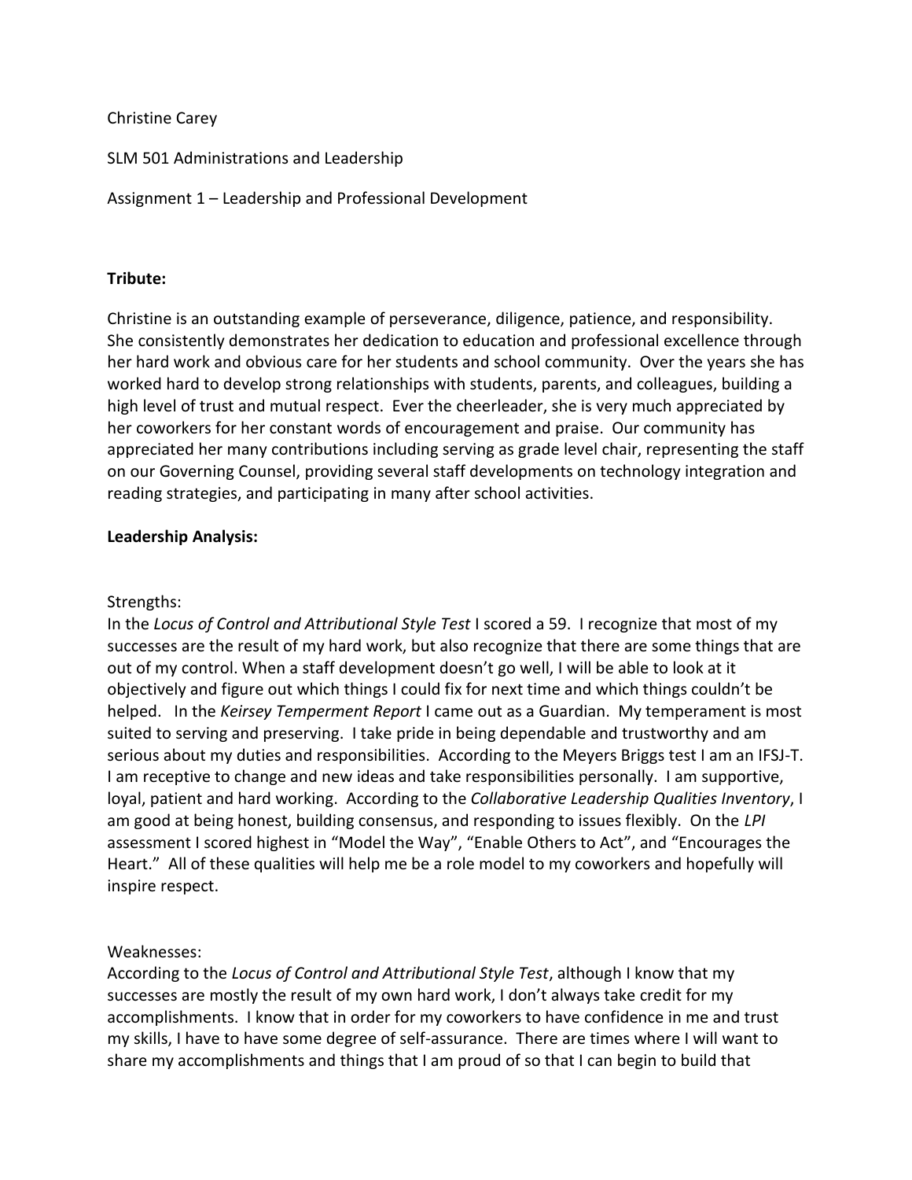Christine Carey

SLM 501 Administrations and Leadership

Assignment 1 – Leadership and Professional Development

**Tribute:**

Christine is an outstanding example of perseverance, diligence, patience, and responsibility. She consistently demonstrates her dedication to education and professional excellence through her hard work and obvious care for her students and school community. Over the years she has worked hard to develop strong relationships with students, parents, and colleagues, building a high level of trust and mutual respect. Ever the cheerleader, she is very much appreciated by her coworkers for her constant words of encouragement and praise. Our community has appreciated her many contributions including serving as grade level chair, representing the staff on our Governing Counsel, providing several staff developments on technology integration and reading strategies, and participating in many after school activities.

**Leadership Analysis:**

Strengths:
In the *Locus of Control and Attributional Style Test* I scored a 59. I recognize that most of my successes are the result of my hard work, but also recognize that there are some things that are out of my control. When a staff development doesn't go well, I will be able to look at it objectively and figure out which things I could fix for next time and which things couldn't be helped. In the *Keirsey Temperment Report* I came out as a Guardian. My temperament is most suited to serving and preserving. I take pride in being dependable and trustworthy and am serious about my duties and responsibilities. According to the Meyers Briggs test I am an IFSJ-T. I am receptive to change and new ideas and take responsibilities personally. I am supportive, loyal, patient and hard working. According to the *Collaborative Leadership Qualities Inventory*, I am good at being honest, building consensus, and responding to issues flexibly. On the *LPI* assessment I scored highest in "Model the Way", "Enable Others to Act", and "Encourages the Heart." All of these qualities will help me be a role model to my coworkers and hopefully will inspire respect.

Weaknesses:
According to the *Locus of Control and Attributional Style Test*, although I know that my successes are mostly the result of my own hard work, I don't always take credit for my accomplishments. I know that in order for my coworkers to have confidence in me and trust my skills, I have to have some degree of self-assurance. There are times where I will want to share my accomplishments and things that I am proud of so that I can begin to build that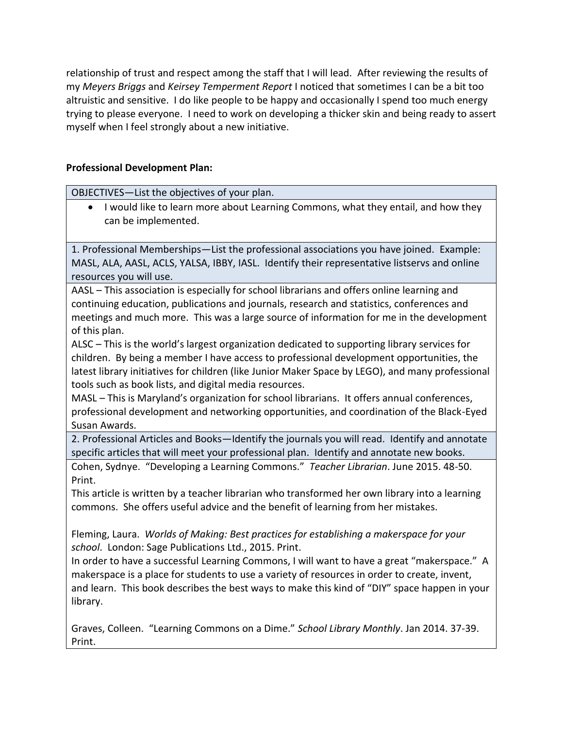relationship of trust and respect among the staff that I will lead. After reviewing the results of my *Meyers Briggs* and *Keirsey Temperment Report* I noticed that sometimes I can be a bit too altruistic and sensitive. I do like people to be happy and occasionally I spend too much energy trying to please everyone. I need to work on developing a thicker skin and being ready to assert myself when I feel strongly about a new initiative.

**Professional Development Plan:**

| OBJECTIVES—List the objectives of your plan. |
|---|
| • I would like to learn more about Learning Commons, what they entail, and how they can be implemented. |
| 1. Professional Memberships—List the professional associations you have joined. Example: MASL, ALA, AASL, ACLS, YALSA, IBBY, IASL. Identify their representative listservs and online resources you will use. |
| AASL – This association is especially for school librarians and offers online learning and continuing education, publications and journals, research and statistics, conferences and meetings and much more. This was a large source of information for me in the development of this plan.<br>ALSC – This is the world's largest organization dedicated to supporting library services for children. By being a member I have access to professional development opportunities, the latest library initiatives for children (like Junior Maker Space by LEGO), and many professional tools such as book lists, and digital media resources.<br>MASL – This is Maryland's organization for school librarians. It offers annual conferences, professional development and networking opportunities, and coordination of the Black-Eyed Susan Awards. |
| 2. Professional Articles and Books—Identify the journals you will read. Identify and annotate specific articles that will meet your professional plan. Identify and annotate new books. |
| Cohen, Sydnye. "Developing a Learning Commons." *Teacher Librarian*. June 2015. 48-50. Print.<br>This article is written by a teacher librarian who transformed her own library into a learning commons. She offers useful advice and the benefit of learning from her mistakes.<br><br>Fleming, Laura. *Worlds of Making: Best practices for establishing a makerspace for your school*. London: Sage Publications Ltd., 2015. Print.<br>In order to have a successful Learning Commons, I will want to have a great "makerspace." A makerspace is a place for students to use a variety of resources in order to create, invent, and learn. This book describes the best ways to make this kind of "DIY" space happen in your library.<br><br>Graves, Colleen. "Learning Commons on a Dime." *School Library Monthly*. Jan 2014. 37-39. Print. |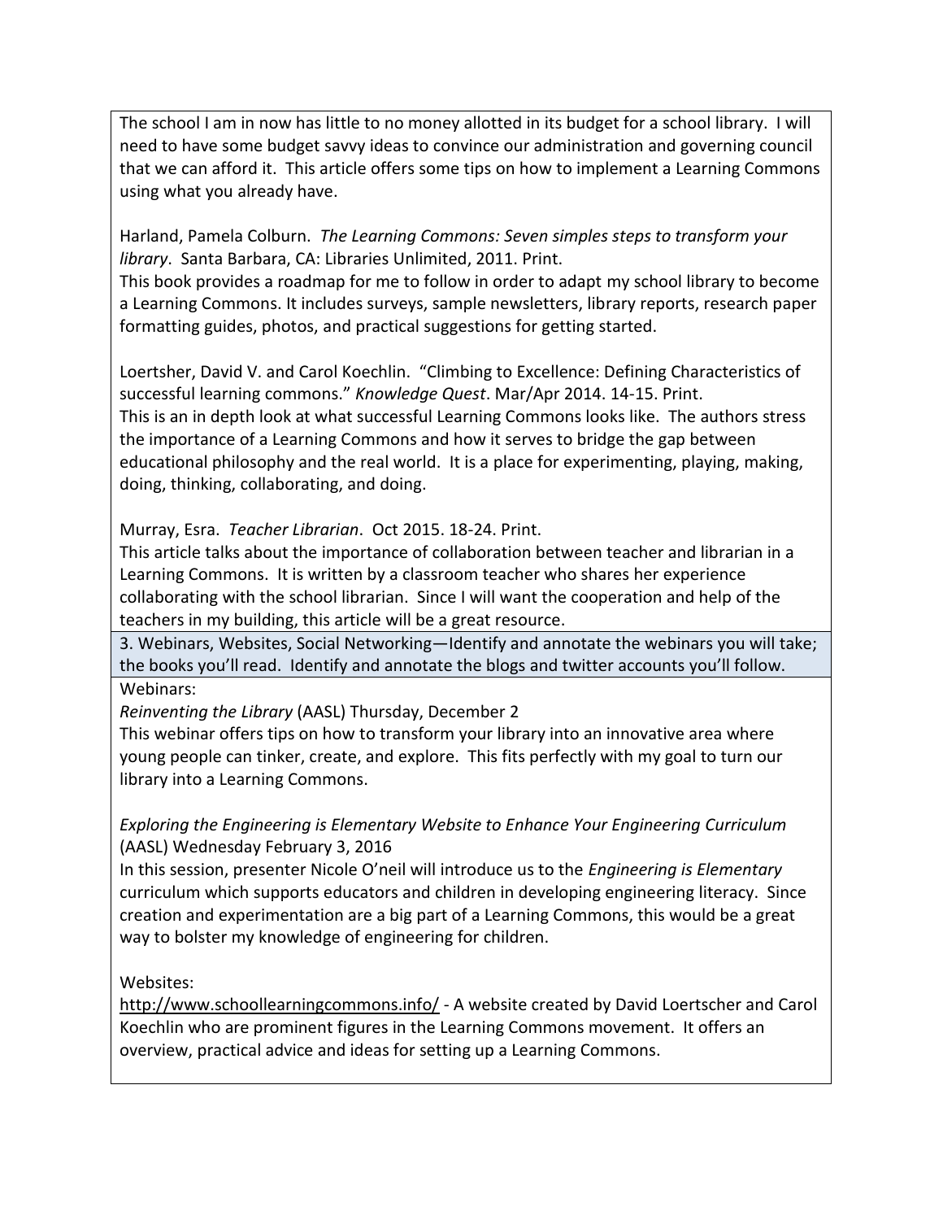The school I am in now has little to no money allotted in its budget for a school library. I will need to have some budget savvy ideas to convince our administration and governing council that we can afford it. This article offers some tips on how to implement a Learning Commons using what you already have.

Harland, Pamela Colburn. *The Learning Commons: Seven simples steps to transform your library*. Santa Barbara, CA: Libraries Unlimited, 2011. Print.
This book provides a roadmap for me to follow in order to adapt my school library to become a Learning Commons. It includes surveys, sample newsletters, library reports, research paper formatting guides, photos, and practical suggestions for getting started.

Loertsher, David V. and Carol Koechlin. "Climbing to Excellence: Defining Characteristics of successful learning commons." *Knowledge Quest*. Mar/Apr 2014. 14-15. Print.
This is an in depth look at what successful Learning Commons looks like. The authors stress the importance of a Learning Commons and how it serves to bridge the gap between educational philosophy and the real world. It is a place for experimenting, playing, making, doing, thinking, collaborating, and doing.

Murray, Esra. *Teacher Librarian*. Oct 2015. 18-24. Print.
This article talks about the importance of collaboration between teacher and librarian in a Learning Commons. It is written by a classroom teacher who shares her experience collaborating with the school librarian. Since I will want the cooperation and help of the teachers in my building, this article will be a great resource.

3. Webinars, Websites, Social Networking—Identify and annotate the webinars you will take; the books you'll read. Identify and annotate the blogs and twitter accounts you'll follow.

Webinars:

*Reinventing the Library* (AASL) Thursday, December 2
This webinar offers tips on how to transform your library into an innovative area where young people can tinker, create, and explore. This fits perfectly with my goal to turn our library into a Learning Commons.

*Exploring the Engineering is Elementary Website to Enhance Your Engineering Curriculum* (AASL) Wednesday February 3, 2016
In this session, presenter Nicole O'neil will introduce us to the *Engineering is Elementary* curriculum which supports educators and children in developing engineering literacy. Since creation and experimentation are a big part of a Learning Commons, this would be a great way to bolster my knowledge of engineering for children.

Websites:

http://www.schoollearningcommons.info/ - A website created by David Loertscher and Carol Koechlin who are prominent figures in the Learning Commons movement. It offers an overview, practical advice and ideas for setting up a Learning Commons.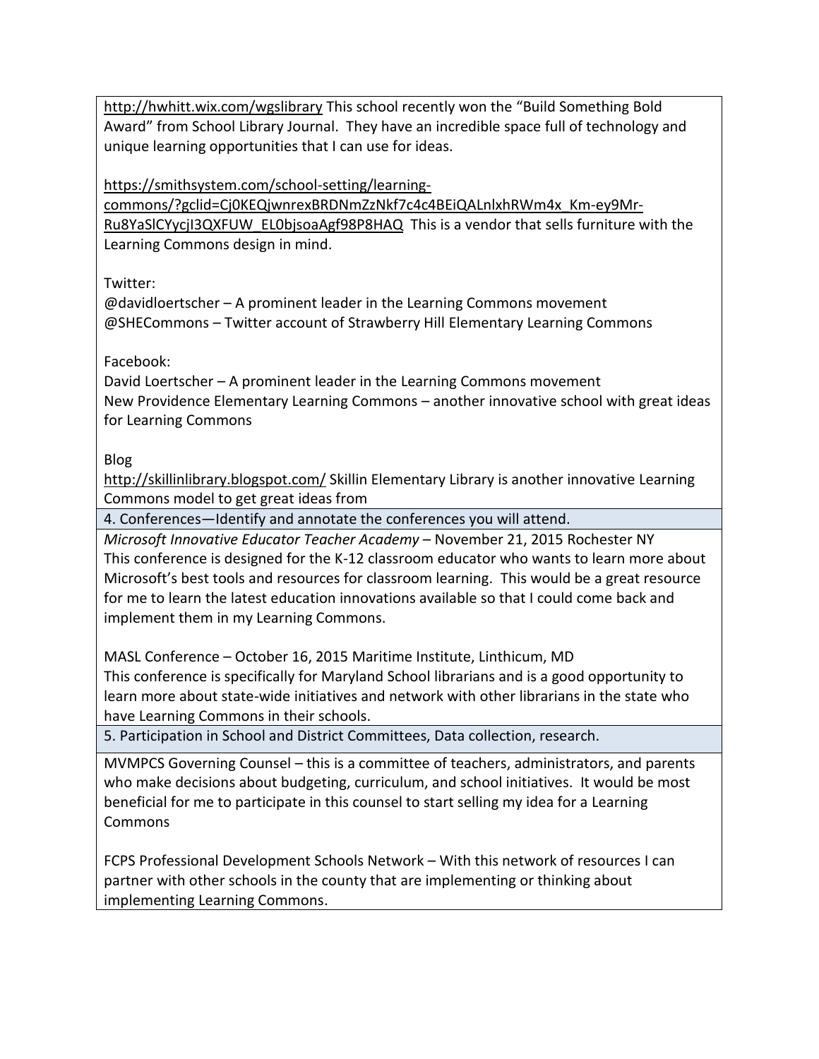http://hwhitt.wix.com/wgslibrary This school recently won the "Build Something Bold Award" from School Library Journal. They have an incredible space full of technology and unique learning opportunities that I can use for ideas.

https://smithsystem.com/school-setting/learning-commons/?gclid=Cj0KEQjwnrexBRDNmZzNkf7c4c4BEiQALnlxhRWm4x_Km-ey9Mr-Ru8YaSlCYycjI3QXFUW_EL0bjsoaAgf98P8HAQ This is a vendor that sells furniture with the Learning Commons design in mind.

Twitter:
@davidloertscher – A prominent leader in the Learning Commons movement
@SHECommons – Twitter account of Strawberry Hill Elementary Learning Commons

Facebook:
David Loertscher – A prominent leader in the Learning Commons movement
New Providence Elementary Learning Commons – another innovative school with great ideas for Learning Commons

Blog
http://skillinlibrary.blogspot.com/ Skillin Elementary Library is another innovative Learning Commons model to get great ideas from

4. Conferences—Identify and annotate the conferences you will attend.

*Microsoft Innovative Educator Teacher Academy* – November 21, 2015 Rochester NY
This conference is designed for the K-12 classroom educator who wants to learn more about Microsoft's best tools and resources for classroom learning. This would be a great resource for me to learn the latest education innovations available so that I could come back and implement them in my Learning Commons.

MASL Conference – October 16, 2015 Maritime Institute, Linthicum, MD
This conference is specifically for Maryland School librarians and is a good opportunity to learn more about state-wide initiatives and network with other librarians in the state who have Learning Commons in their schools.

5. Participation in School and District Committees, Data collection, research.

MVMPCS Governing Counsel – this is a committee of teachers, administrators, and parents who make decisions about budgeting, curriculum, and school initiatives. It would be most beneficial for me to participate in this counsel to start selling my idea for a Learning Commons

FCPS Professional Development Schools Network – With this network of resources I can partner with other schools in the county that are implementing or thinking about implementing Learning Commons.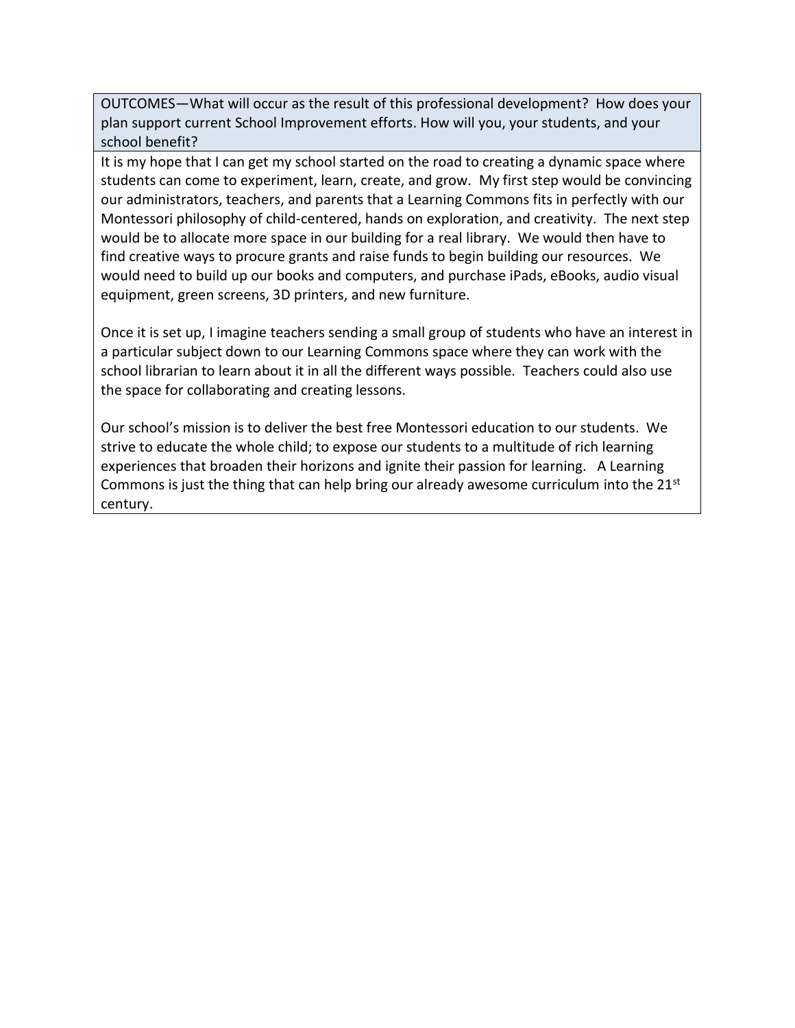| OUTCOMES—What will occur as the result of this professional development? How does your plan support current School Improvement efforts. How will you, your students, and your school benefit? |
| --- |
| It is my hope that I can get my school started on the road to creating a dynamic space where students can come to experiment, learn, create, and grow. My first step would be convincing our administrators, teachers, and parents that a Learning Commons fits in perfectly with our Montessori philosophy of child-centered, hands on exploration, and creativity. The next step would be to allocate more space in our building for a real library. We would then have to find creative ways to procure grants and raise funds to begin building our resources. We would need to build up our books and computers, and purchase iPads, eBooks, audio visual equipment, green screens, 3D printers, and new furniture.<br><br>Once it is set up, I imagine teachers sending a small group of students who have an interest in a particular subject down to our Learning Commons space where they can work with the school librarian to learn about it in all the different ways possible. Teachers could also use the space for collaborating and creating lessons.<br><br>Our school's mission is to deliver the best free Montessori education to our students. We strive to educate the whole child; to expose our students to a multitude of rich learning experiences that broaden their horizons and ignite their passion for learning. A Learning Commons is just the thing that can help bring our already awesome curriculum into the 21st century. |